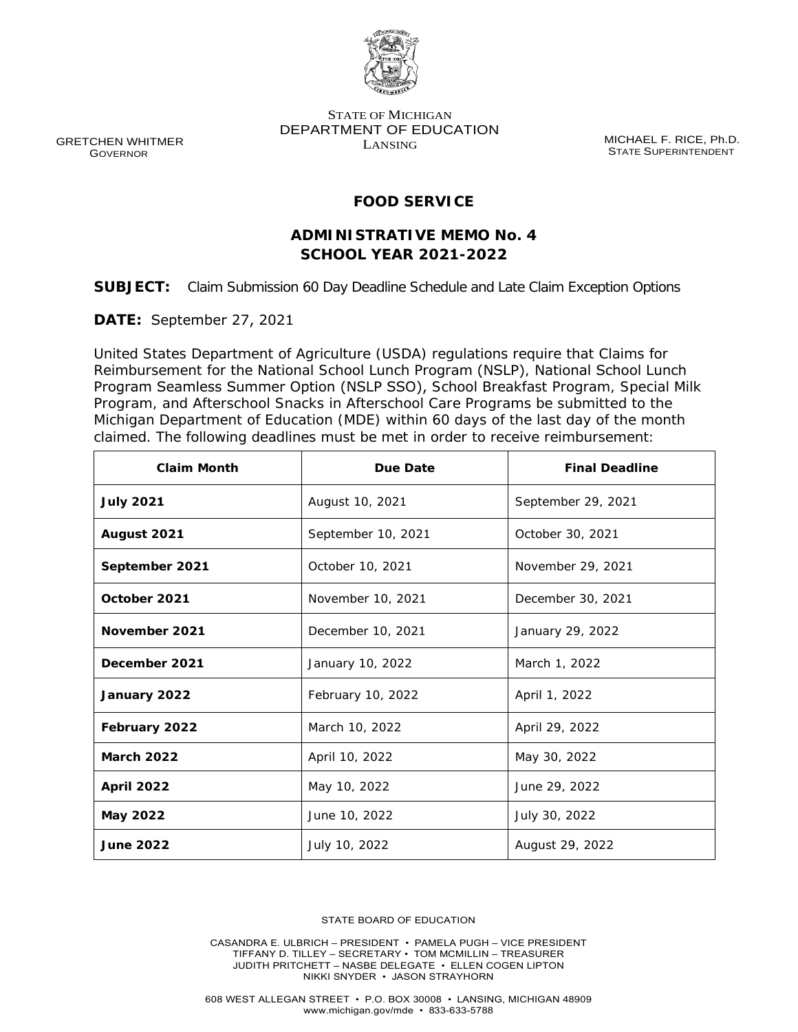STATE OF MICHIGAN
DEPARTMENT OF EDUCATION
LANSING

GRETCHEN WHITMER
GOVERNOR

MICHAEL F. RICE, Ph.D.
STATE SUPERINTENDENT

# FOOD SERVICE

## ADMINISTRATIVE MEMO No. 4
## SCHOOL YEAR 2021-2022

**SUBJECT:** Claim Submission 60 Day Deadline Schedule and Late Claim Exception Options

**DATE:** September 27, 2021

United States Department of Agriculture (USDA) regulations require that Claims for Reimbursement for the National School Lunch Program (NSLP), National School Lunch Program Seamless Summer Option (NSLP SSO), School Breakfast Program, Special Milk Program, and Afterschool Snacks in Afterschool Care Programs be submitted to the Michigan Department of Education (MDE) within 60 days of the last day of the month claimed. The following deadlines must be met in order to receive reimbursement:

| Claim Month | Due Date | Final Deadline |
|---|---|---|
| **July 2021** | August 10, 2021 | September 29, 2021 |
| **August 2021** | September 10, 2021 | October 30, 2021 |
| **September 2021** | October 10, 2021 | November 29, 2021 |
| **October 2021** | November 10, 2021 | December 30, 2021 |
| **November 2021** | December 10, 2021 | January 29, 2022 |
| **December 2021** | January 10, 2022 | March 1, 2022 |
| **January 2022** | February 10, 2022 | April 1, 2022 |
| **February 2022** | March 10, 2022 | April 29, 2022 |
| **March 2022** | April 10, 2022 | May 30, 2022 |
| **April 2022** | May 10, 2022 | June 29, 2022 |
| **May 2022** | June 10, 2022 | July 30, 2022 |
| **June 2022** | July 10, 2022 | August 29, 2022 |

STATE BOARD OF EDUCATION

CASANDRA E. ULBRICH – PRESIDENT • PAMELA PUGH – VICE PRESIDENT
TIFFANY D. TILLEY – SECRETARY • TOM MCMILLIN – TREASURER
JUDITH PRITCHETT – NASBE DELEGATE • ELLEN COGEN LIPTON
NIKKI SNYDER • JASON STRAYHORN

608 WEST ALLEGAN STREET • P.O. BOX 30008 • LANSING, MICHIGAN 48909
www.michigan.gov/mde • 833-633-5788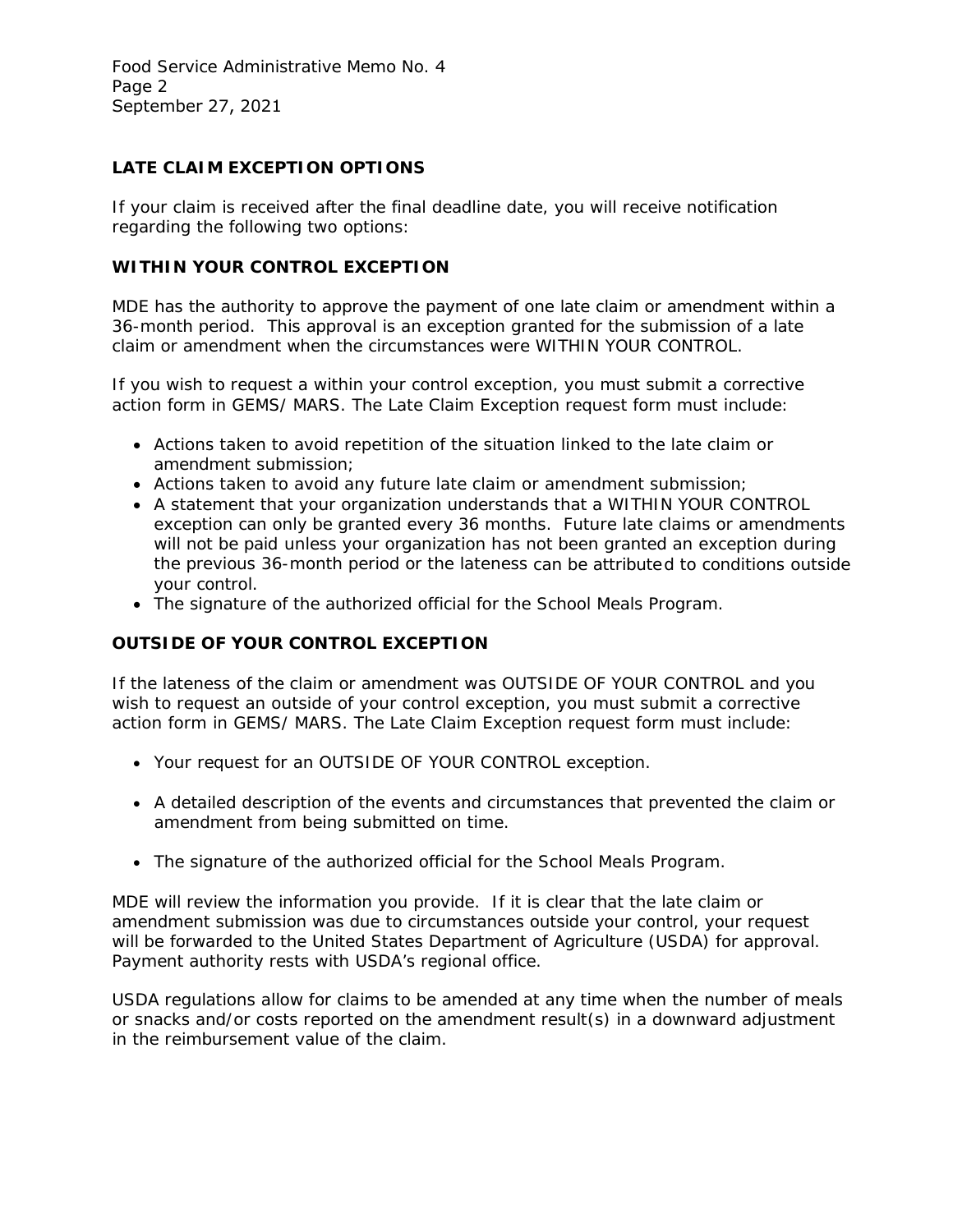## LATE CLAIM EXCEPTION OPTIONS

If your claim is received after the final deadline date, you will receive notification regarding the following two options:

### WITHIN YOUR CONTROL EXCEPTION

MDE has the authority to approve the payment of one late claim or amendment within a 36-month period. This approval is an exception granted for the submission of a late claim or amendment when the circumstances were WITHIN YOUR CONTROL.

If you wish to request a within your control exception, you must submit a corrective action form in GEMS/MARS. The Late Claim Exception request form must include:

- Actions taken to avoid repetition of the situation linked to the late claim or amendment submission;
- Actions taken to avoid any future late claim or amendment submission;
- A statement that your organization understands that a WITHIN YOUR CONTROL exception can only be granted every 36 months. Future late claims or amendments will not be paid unless your organization has not been granted an exception during the previous 36-month period or the lateness can be attributed to conditions outside your control.
- The signature of the authorized official for the School Meals Program.

### OUTSIDE OF YOUR CONTROL EXCEPTION

If the lateness of the claim or amendment was OUTSIDE OF YOUR CONTROL and you wish to request an outside of your control exception, you must submit a corrective action form in GEMS/MARS. The Late Claim Exception request form must include:

- Your request for an OUTSIDE OF YOUR CONTROL exception.
- A detailed description of the events and circumstances that prevented the claim or amendment from being submitted on time.
- The signature of the authorized official for the School Meals Program.

MDE will review the information you provide. If it is clear that the late claim or amendment submission was due to circumstances outside your control, your request will be forwarded to the United States Department of Agriculture (USDA) for approval. Payment authority rests with USDA's regional office.

USDA regulations allow for claims to be amended at any time when the number of meals or snacks and/or costs reported on the amendment result(s) in a downward adjustment in the reimbursement value of the claim.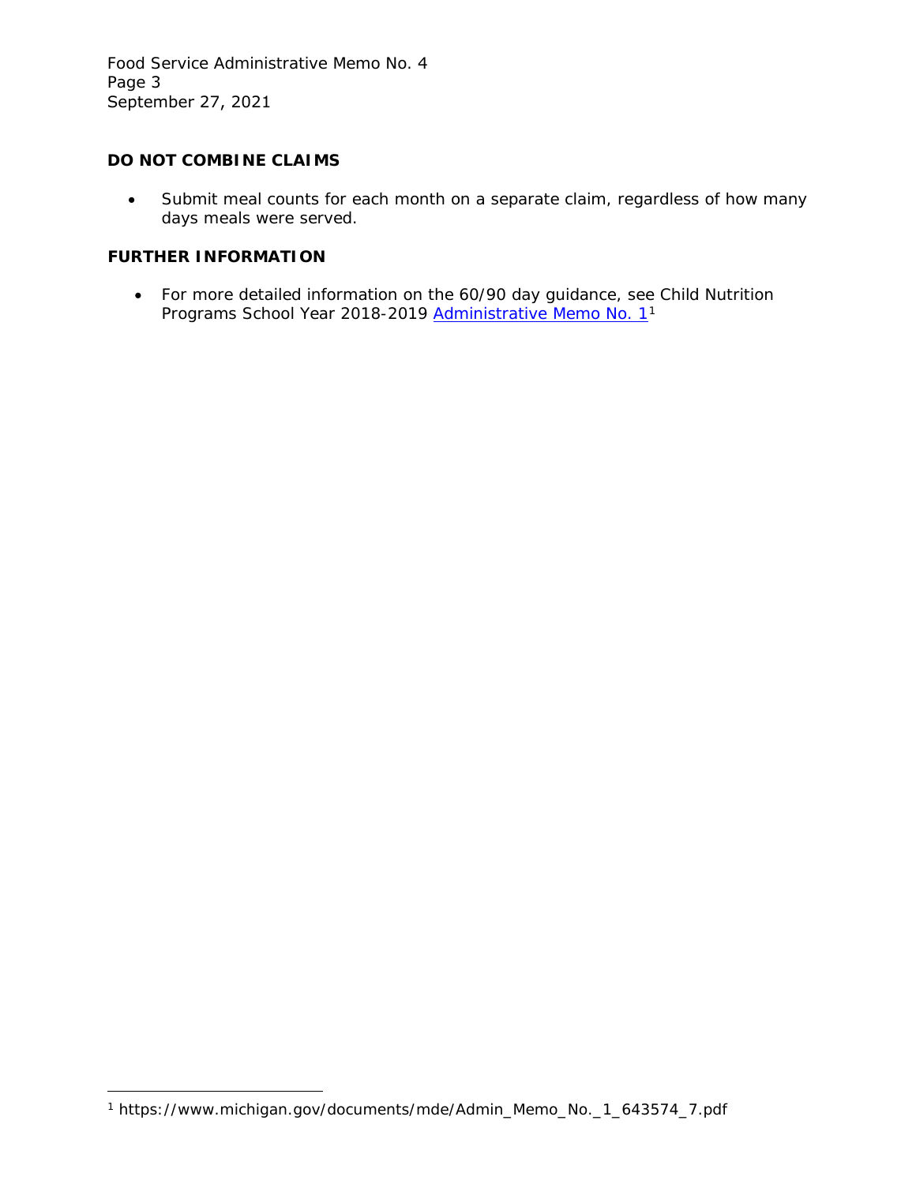## DO NOT COMBINE CLAIMS

- Submit meal counts for each month on a separate claim, regardless of how many days meals were served.

## FURTHER INFORMATION

- For more detailed information on the 60/90 day guidance, see Child Nutrition Programs School Year 2018-2019 Administrative Memo No. 1[1]

[1] https://www.michigan.gov/documents/mde/Admin_Memo_No._1_643574_7.pdf